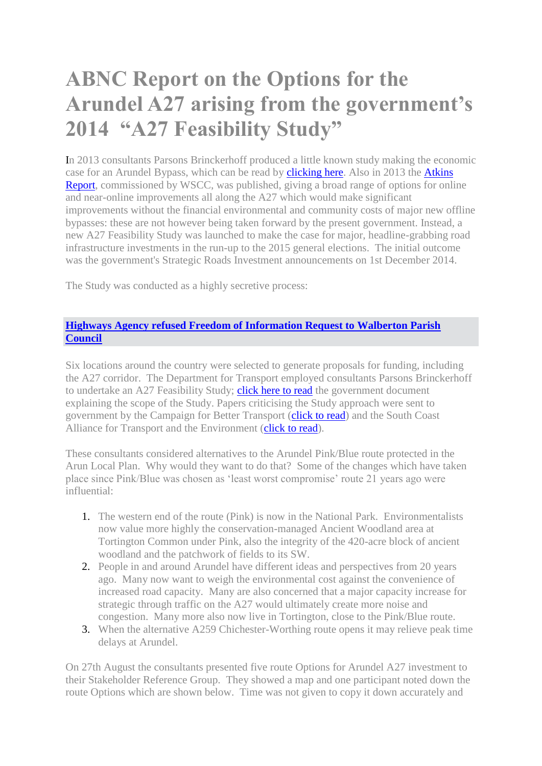# ABNC Report on the Options for the Arundel A27 arising from the government's 2014 "A27 Feasibility Study"

In 2013 consultants Parsons Brinckerhoff produced a little known study making the economic case for an Arundel Bypass, which can be read by clicking here. Also in 2013 the Atkins Report, commissioned by WSCC, was published, giving a broad range of options for online and near-online improvements all along the A27 which would make significant improvements without the financial environmental and community costs of major new offline bypasses: these are not however being taken forward by the present government. Instead, a new A27 Feasibility Study was launched to make the case for major, headline-grabbing road infrastructure investments in the run-up to the 2015 general elections. The initial outcome was the government's Strategic Roads Investment announcements on 1st December 2014.

The Study was conducted as a highly secretive process:

**Highways Agency refused Freedom of Information Request to Walberton Parish Council**

Six locations around the country were selected to generate proposals for funding, including the A27 corridor. The Department for Transport employed consultants Parsons Brinckerhoff to undertake an A27 Feasibility Study; click here to read the government document explaining the scope of the Study. Papers criticising the Study approach were sent to government by the Campaign for Better Transport (click to read) and the South Coast Alliance for Transport and the Environment (click to read).

These consultants considered alternatives to the Arundel Pink/Blue route protected in the Arun Local Plan. Why would they want to do that? Some of the changes which have taken place since Pink/Blue was chosen as 'least worst compromise' route 21 years ago were influential:

1. The western end of the route (Pink) is now in the National Park. Environmentalists now value more highly the conservation-managed Ancient Woodland area at Tortington Common under Pink, also the integrity of the 420-acre block of ancient woodland and the patchwork of fields to its SW.
2. People in and around Arundel have different ideas and perspectives from 20 years ago. Many now want to weigh the environmental cost against the convenience of increased road capacity. Many are also concerned that a major capacity increase for strategic through traffic on the A27 would ultimately create more noise and congestion. Many more also now live in Tortington, close to the Pink/Blue route.
3. When the alternative A259 Chichester-Worthing route opens it may relieve peak time delays at Arundel.

On 27th August the consultants presented five route Options for Arundel A27 investment to their Stakeholder Reference Group. They showed a map and one participant noted down the route Options which are shown below. Time was not given to copy it down accurately and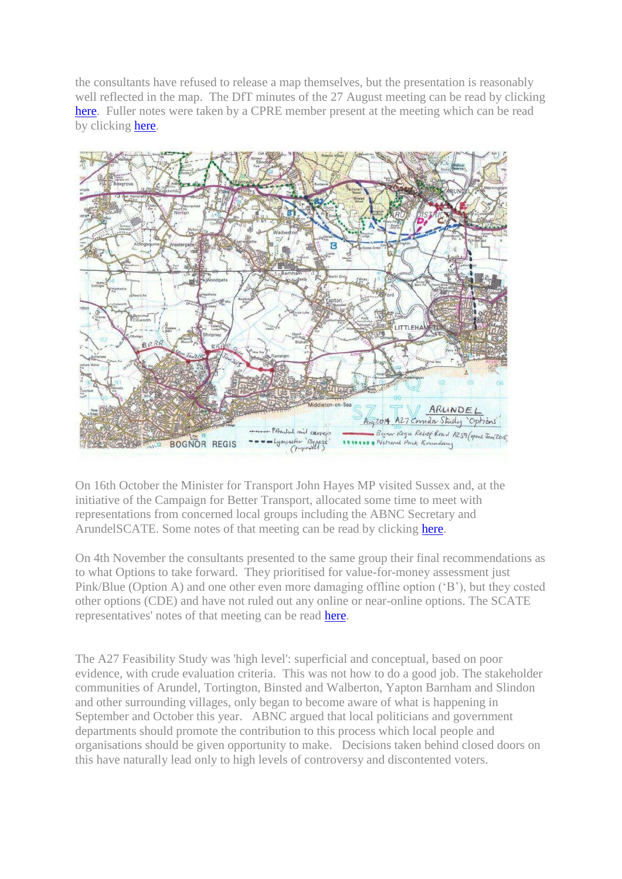the consultants have refused to release a map themselves, but the presentation is reasonably well reflected in the map. The DfT minutes of the 27 August meeting can be read by clicking here. Fuller notes were taken by a CPRE member present at the meeting which can be read by clicking here.

On 16th October the Minister for Transport John Hayes MP visited Sussex and, at the initiative of the Campaign for Better Transport, allocated some time to meet with representations from concerned local groups including the ABNC Secretary and ArundelSCATE. Some notes of that meeting can be read by clicking here.

On 4th November the consultants presented to the same group their final recommendations as to what Options to take forward. They prioritised for value-for-money assessment just Pink/Blue (Option A) and one other even more damaging offline option ('B'), but they costed other options (CDE) and have not ruled out any online or near-online options. The SCATE representatives' notes of that meeting can be read here.

The A27 Feasibility Study was 'high level': superficial and conceptual, based on poor evidence, with crude evaluation criteria. This was not how to do a good job. The stakeholder communities of Arundel, Tortington, Binsted and Walberton, Yapton Barnham and Slindon and other surrounding villages, only began to become aware of what is happening in September and October this year. ABNC argued that local politicians and government departments should promote the contribution to this process which local people and organisations should be given opportunity to make. Decisions taken behind closed doors on this have naturally lead only to high levels of controversy and discontented voters.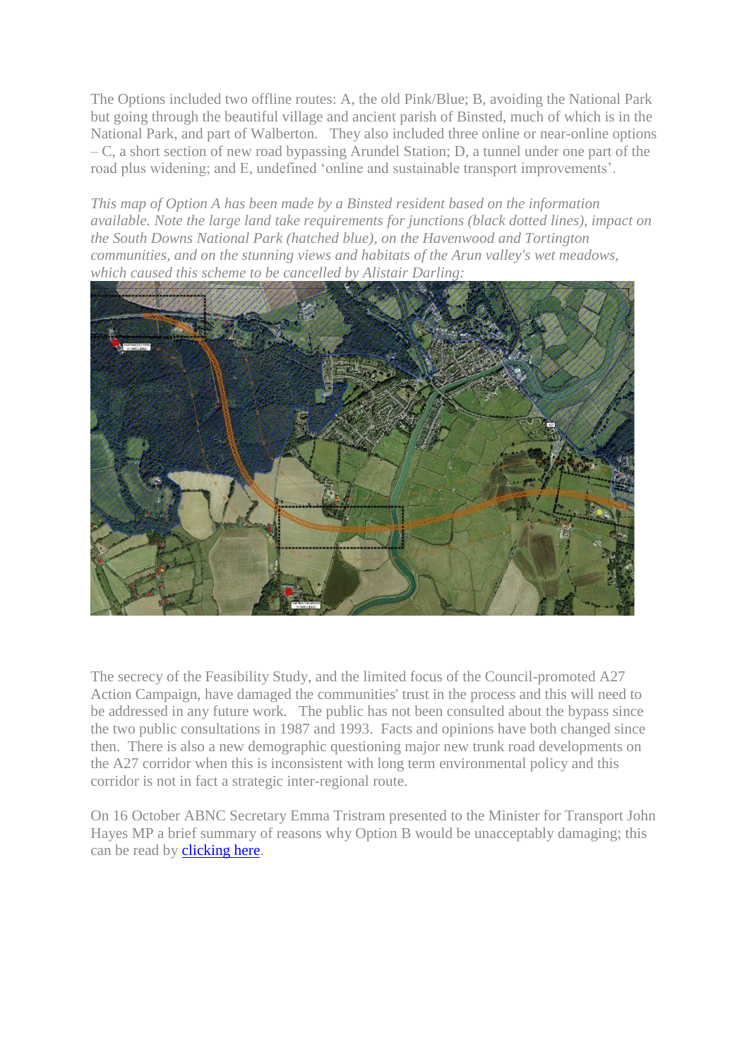The Options included two offline routes: A, the old Pink/Blue; B, avoiding the National Park but going through the beautiful village and ancient parish of Binsted, much of which is in the National Park, and part of Walberton. They also included three online or near-online options – C, a short section of new road bypassing Arundel Station; D, a tunnel under one part of the road plus widening; and E, undefined 'online and sustainable transport improvements'.

*This map of Option A has been made by a Binsted resident based on the information available. Note the large land take requirements for junctions (black dotted lines), impact on the South Downs National Park (hatched blue), on the Havenwood and Tortington communities, and on the stunning views and habitats of the Arun valley's wet meadows, which caused this scheme to be cancelled by Alistair Darling:*

The secrecy of the Feasibility Study, and the limited focus of the Council-promoted A27 Action Campaign, have damaged the communities' trust in the process and this will need to be addressed in any future work. The public has not been consulted about the bypass since the two public consultations in 1987 and 1993. Facts and opinions have both changed since then. There is also a new demographic questioning major new trunk road developments on the A27 corridor when this is inconsistent with long term environmental policy and this corridor is not in fact a strategic inter-regional route.

On 16 October ABNC Secretary Emma Tristram presented to the Minister for Transport John Hayes MP a brief summary of reasons why Option B would be unacceptably damaging; this can be read by clicking here.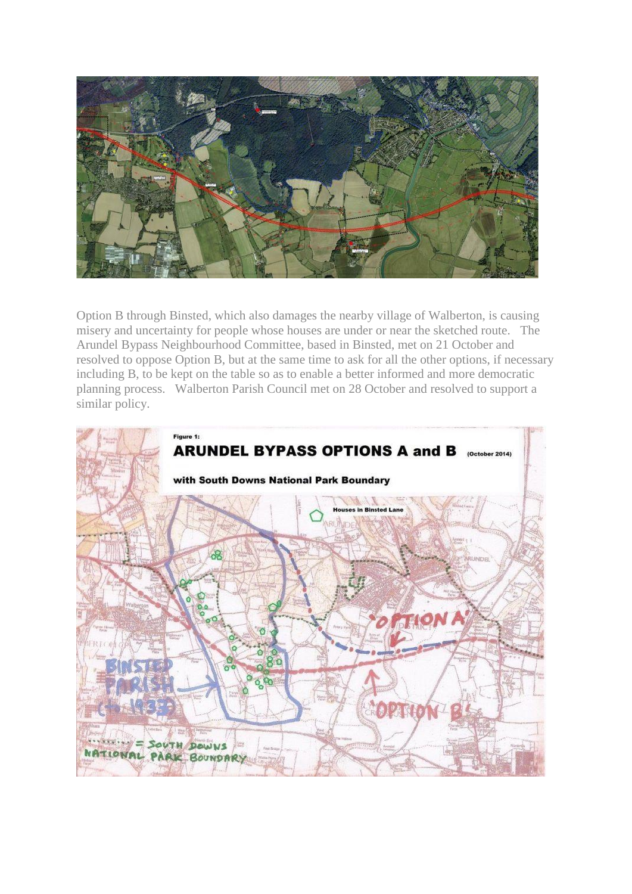Option B through Binsted, which also damages the nearby village of Walberton, is causing misery and uncertainty for people whose houses are under or near the sketched route. The Arundel Bypass Neighbourhood Committee, based in Binsted, met on 21 October and resolved to oppose Option B, but at the same time to ask for all the other options, if necessary including B, to be kept on the table so as to enable a better informed and more democratic planning process. Walberton Parish Council met on 28 October and resolved to support a similar policy.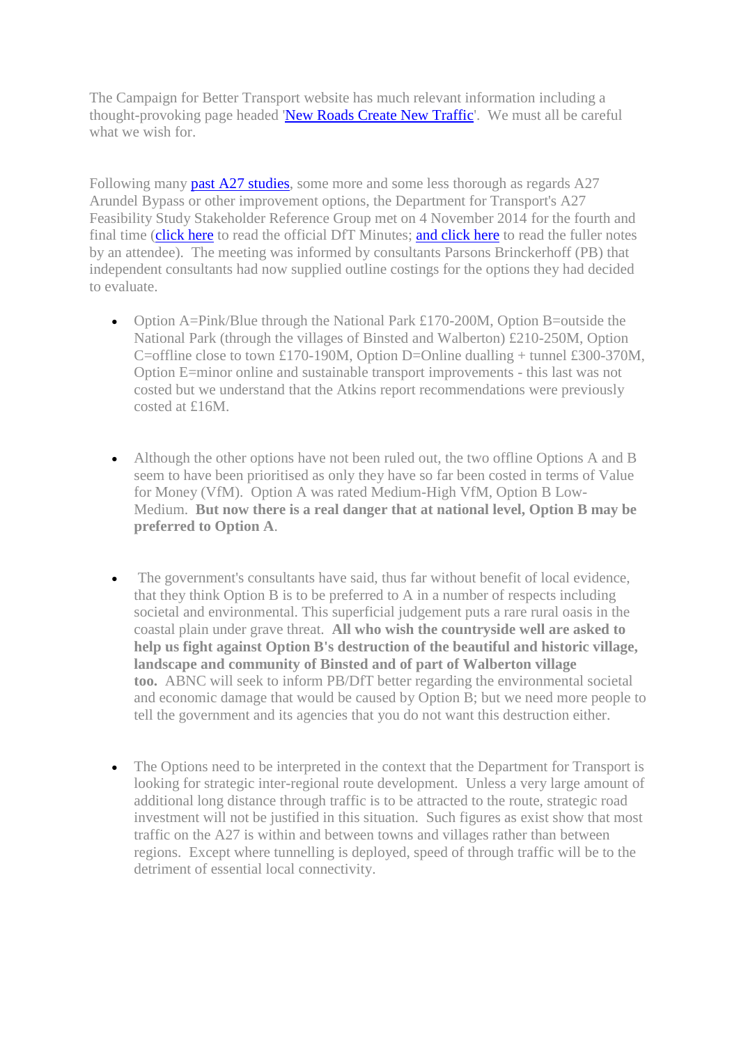The Campaign for Better Transport website has much relevant information including a thought-provoking page headed '[New Roads Create New Traffic]'. We must all be careful what we wish for.

Following many [past A27 studies], some more and some less thorough as regards A27 Arundel Bypass or other improvement options, the Department for Transport's A27 Feasibility Study Stakeholder Reference Group met on 4 November 2014 for the fourth and final time ([click here] to read the official DfT Minutes; [and click here] to read the fuller notes by an attendee). The meeting was informed by consultants Parsons Brinckerhoff (PB) that independent consultants had now supplied outline costings for the options they had decided to evaluate.

- Option A=Pink/Blue through the National Park £170-200M, Option B=outside the National Park (through the villages of Binsted and Walberton) £210-250M, Option C=offline close to town £170-190M, Option D=Online dualling + tunnel £300-370M, Option E=minor online and sustainable transport improvements - this last was not costed but we understand that the Atkins report recommendations were previously costed at £16M.

- Although the other options have not been ruled out, the two offline Options A and B seem to have been prioritised as only they have so far been costed in terms of Value for Money (VfM). Option A was rated Medium-High VfM, Option B Low-Medium. **But now there is a real danger that at national level, Option B may be preferred to Option A**.

- The government's consultants have said, thus far without benefit of local evidence, that they think Option B is to be preferred to A in a number of respects including societal and environmental. This superficial judgement puts a rare rural oasis in the coastal plain under grave threat. **All who wish the countryside well are asked to help us fight against Option B's destruction of the beautiful and historic village, landscape and community of Binsted and of part of Walberton village too.** ABNC will seek to inform PB/DfT better regarding the environmental societal and economic damage that would be caused by Option B; but we need more people to tell the government and its agencies that you do not want this destruction either.

- The Options need to be interpreted in the context that the Department for Transport is looking for strategic inter-regional route development. Unless a very large amount of additional long distance through traffic is to be attracted to the route, strategic road investment will not be justified in this situation. Such figures as exist show that most traffic on the A27 is within and between towns and villages rather than between regions. Except where tunnelling is deployed, speed of through traffic will be to the detriment of essential local connectivity.